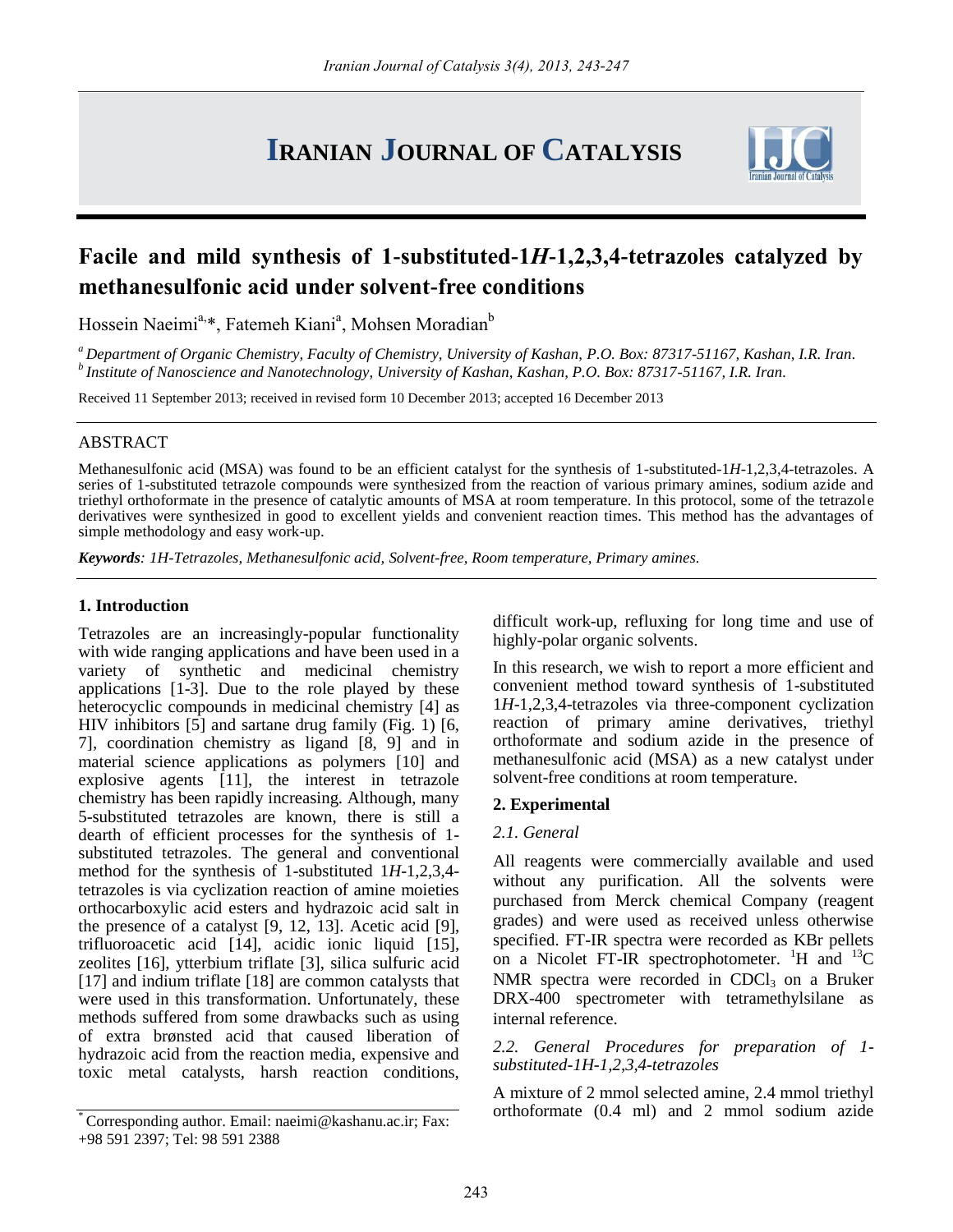# Facile and mild synthesis of 1-substituted-1*H*-1,2,3,4-tetrazoles catalyzed by methanesulfonic acid under solvent-free conditions

Hossein Naeimi[a,]*, Fatemeh Kiani[a], Mohsen Moradian[b]

[a] *Department of Organic Chemistry, Faculty of Chemistry, University of Kashan, P.O. Box: 87317-51167, Kashan, I.R. Iran.*
[b] *Institute of Nanoscience and Nanotechnology, University of Kashan, Kashan, P.O. Box: 87317-51167, I.R. Iran.*

Received 11 September 2013; received in revised form 10 December 2013; accepted 16 December 2013

## ABSTRACT

Methanesulfonic acid (MSA) was found to be an efficient catalyst for the synthesis of 1-substituted-1*H*-1,2,3,4-tetrazoles. A series of 1-substituted tetrazole compounds were synthesized from the reaction of various primary amines, sodium azide and triethyl orthoformate in the presence of catalytic amounts of MSA at room temperature. In this protocol, some of the tetrazole derivatives were synthesized in good to excellent yields and convenient reaction times. This method has the advantages of simple methodology and easy work-up.

***Keywords**: 1H-Tetrazoles, Methanesulfonic acid, Solvent-free, Room temperature, Primary amines.*

## 1. Introduction

Tetrazoles are an increasingly-popular functionality with wide ranging applications and have been used in a variety of synthetic and medicinal chemistry applications [1-3]. Due to the role played by these heterocyclic compounds in medicinal chemistry [4] as HIV inhibitors [5] and sartane drug family (Fig. 1) [6, 7], coordination chemistry as ligand [8, 9] and in material science applications as polymers [10] and explosive agents [11], the interest in tetrazole chemistry has been rapidly increasing. Although, many 5-substituted tetrazoles are known, there is still a dearth of efficient processes for the synthesis of 1-substituted tetrazoles. The general and conventional method for the synthesis of 1-substituted 1*H*-1,2,3,4-tetrazoles is via cyclization reaction of amine moieties orthocarboxylic acid esters and hydrazoic acid salt in the presence of a catalyst [9, 12, 13]. Acetic acid [9], trifluoroacetic acid [14], acidic ionic liquid [15], zeolites [16], ytterbium triflate [3], silica sulfuric acid [17] and indium triflate [18] are common catalysts that were used in this transformation. Unfortunately, these methods suffered from some drawbacks such as using of extra brønsted acid that caused liberation of hydrazoic acid from the reaction media, expensive and toxic metal catalysts, harsh reaction conditions, difficult work-up, refluxing for long time and use of highly-polar organic solvents.

In this research, we wish to report a more efficient and convenient method toward synthesis of 1-substituted 1*H*-1,2,3,4-tetrazoles via three-component cyclization reaction of primary amine derivatives, triethyl orthoformate and sodium azide in the presence of methanesulfonic acid (MSA) as a new catalyst under solvent-free conditions at room temperature.

## 2. Experimental

### *2.1. General*

All reagents were commercially available and used without any purification. All the solvents were purchased from Merck chemical Company (reagent grades) and were used as received unless otherwise specified. FT-IR spectra were recorded as KBr pellets on a Nicolet FT-IR spectrophotometer. $^{1}$H and $^{13}$C NMR spectra were recorded in $CDCl_3$ on a Bruker DRX-400 spectrometer with tetramethylsilane as internal reference.

### *2.2. General Procedures for preparation of 1-substituted-1H-1,2,3,4-tetrazoles*

A mixture of 2 mmol selected amine, 2.4 mmol triethyl orthoformate (0.4 ml) and 2 mmol sodium azide

* Corresponding author. Email: naeimi@kashanu.ac.ir; Fax: +98 591 2397; Tel: 98 591 2388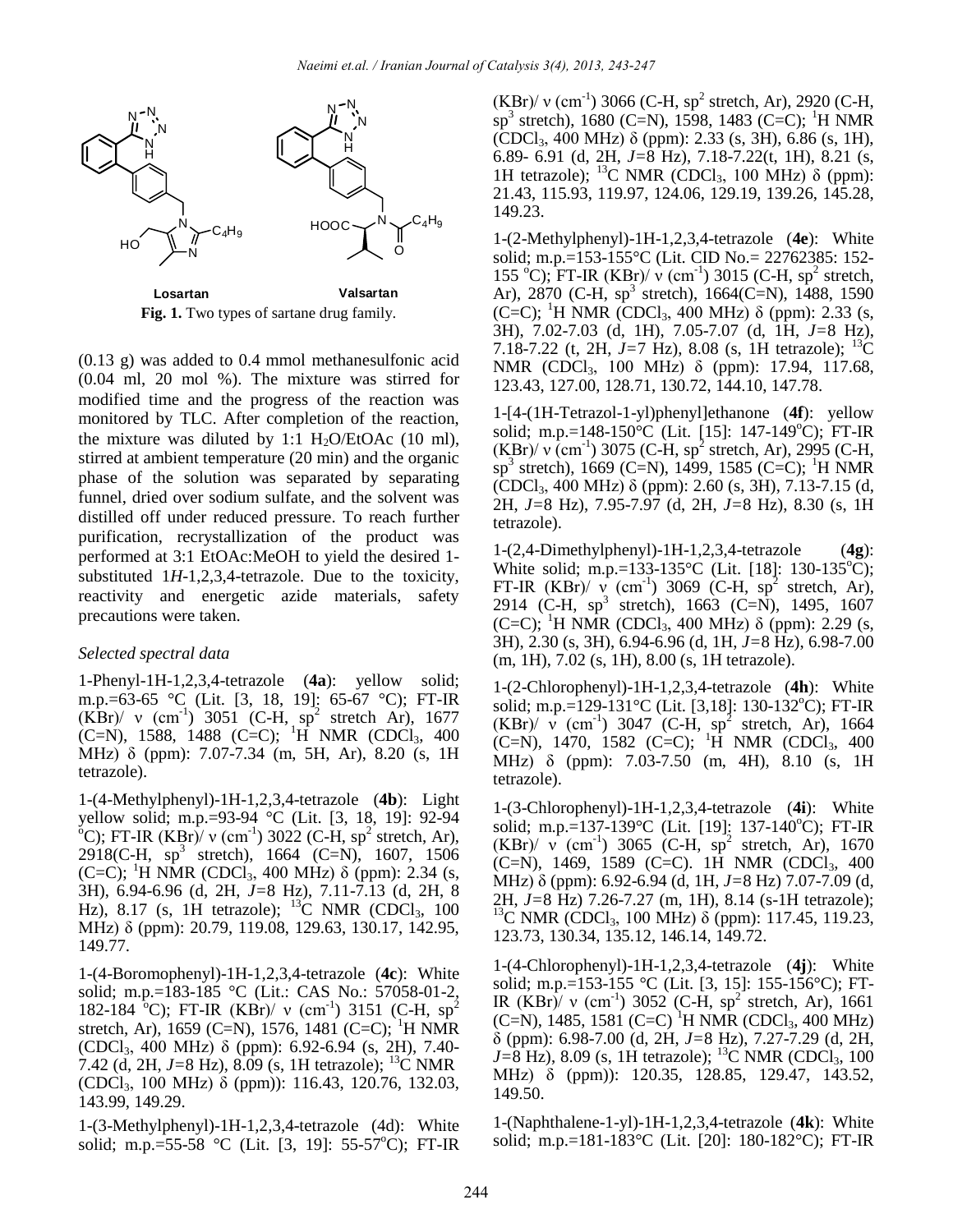Losartan Valsartan

**Fig. 1.** Two types of sartane drug family.

(0.13 g) was added to 0.4 mmol methanesulfonic acid (0.04 ml, 20 mol %). The mixture was stirred for modified time and the progress of the reaction was monitored by TLC. After completion of the reaction, the mixture was diluted by 1:1 $H_2O$/EtOAc (10 ml), stirred at ambient temperature (20 min) and the organic phase of the solution was separated by separating funnel, dried over sodium sulfate, and the solvent was distilled off under reduced pressure. To reach further purification, recrystallization of the product was performed at 3:1 EtOAc:MeOH to yield the desired 1-substituted 1*H*-1,2,3,4-tetrazole. Due to the toxicity, reactivity and energetic azide materials, safety precautions were taken.

*Selected spectral data*

1-Phenyl-1H-1,2,3,4-tetrazole (**4a**): yellow solid; m.p.=63-65 °C (Lit. [3, 18, 19]: 65-67 °C); FT-IR (KBr)/ ν ($cm^{-1}$) 3051 (C-H, $sp^2$ stretch Ar), 1677 (C=N), 1588, 1488 (C=C); $^1H$ NMR ($CDCl_3$, 400 MHz) δ (ppm): 7.07-7.34 (m, 5H, Ar), 8.20 (s, 1H tetrazole).

1-(4-Methylphenyl)-1H-1,2,3,4-tetrazole (**4b**): Light yellow solid; m.p.=93-94 °C (Lit. [3, 18, 19]: 92-94 °C); FT-IR (KBr)/ ν ($cm^{-1}$) 3022 (C-H, $sp^2$ stretch, Ar), 2918(C-H, $sp^3$ stretch), 1664 (C=N), 1607, 1506 (C=C); $^1H$ NMR ($CDCl_3$, 400 MHz) δ (ppm): 2.34 (s, 3H), 6.94-6.96 (d, 2H, *J*=8 Hz), 7.11-7.13 (d, 2H, 8 Hz), 8.17 (s, 1H tetrazole); $^{13}C$ NMR ($CDCl_3$, 100 MHz) δ (ppm): 20.79, 119.08, 129.63, 130.17, 142.95, 149.77.

1-(4-Boromophenyl)-1H-1,2,3,4-tetrazole (**4c**): White solid; m.p.=183-185 °C (Lit.: CAS No.: 57058-01-2, 182-184 °C); FT-IR (KBr)/ ν ($cm^{-1}$) 3151 (C-H, $sp^2$ stretch, Ar), 1659 (C=N), 1576, 1481 (C=C); $^1H$ NMR ($CDCl_3$, 400 MHz) δ (ppm): 6.92-6.94 (s, 2H), 7.40-7.42 (d, 2H, *J*=8 Hz), 8.09 (s, 1H tetrazole); $^{13}C$ NMR ($CDCl_3$, 100 MHz) δ (ppm)): 116.43, 120.76, 132.03, 143.99, 149.29.

1-(3-Methylphenyl)-1H-1,2,3,4-tetrazole (4d): White solid; m.p.=55-58 °C (Lit. [3, 19]: 55-57°C); FT-IR (KBr)/ ν ($cm^{-1}$) 3066 (C-H, $sp^2$ stretch, Ar), 2920 (C-H, $sp^3$ stretch), 1680 (C=N), 1598, 1483 (C=C); $^1H$ NMR ($CDCl_3$, 400 MHz) δ (ppm): 2.33 (s, 3H), 6.86 (s, 1H), 6.89- 6.91 (d, 2H, *J*=8 Hz), 7.18-7.22(t, 1H), 8.21 (s, 1H tetrazole); $^{13}C$ NMR ($CDCl_3$, 100 MHz) δ (ppm): 21.43, 115.93, 119.97, 124.06, 129.19, 139.26, 145.28, 149.23.

1-(2-Methylphenyl)-1H-1,2,3,4-tetrazole (**4e**): White solid; m.p.=153-155°C (Lit. CID No.= 22762385: 152-155 °C); FT-IR (KBr)/ ν ($cm^{-1}$) 3015 (C-H, $sp^2$ stretch, Ar), 2870 (C-H, $sp^3$ stretch), 1664(C=N), 1488, 1590 (C=C); $^1H$ NMR ($CDCl_3$, 400 MHz) δ (ppm): 2.33 (s, 3H), 7.02-7.03 (d, 1H), 7.05-7.07 (d, 1H, *J*=8 Hz), 7.18-7.22 (t, 2H, *J*=7 Hz), 8.08 (s, 1H tetrazole); $^{13}C$ NMR ($CDCl_3$, 100 MHz) δ (ppm): 17.94, 117.68, 123.43, 127.00, 128.71, 130.72, 144.10, 147.78.

1-[4-(1H-Tetrazol-1-yl)phenyl]ethanone (**4f**): yellow solid; m.p.=148-150°C (Lit. [15]: 147-149°C); FT-IR (KBr)/ ν ($cm^{-1}$) 3075 (C-H, $sp^2$ stretch, Ar), 2995 (C-H, $sp^3$ stretch), 1669 (C=N), 1499, 1585 (C=C); $^1H$ NMR ($CDCl_3$, 400 MHz) δ (ppm): 2.60 (s, 3H), 7.13-7.15 (d, 2H, *J*=8 Hz), 7.95-7.97 (d, 2H, *J*=8 Hz), 8.30 (s, 1H tetrazole).

1-(2,4-Dimethylphenyl)-1H-1,2,3,4-tetrazole (**4g**): White solid; m.p.=133-135°C (Lit. [18]: 130-135°C); FT-IR (KBr)/ ν ($cm^{-1}$) 3069 (C-H, $sp^2$ stretch, Ar), 2914 (C-H, $sp^3$ stretch), 1663 (C=N), 1495, 1607 (C=C); $^1H$ NMR ($CDCl_3$, 400 MHz) δ (ppm): 2.29 (s, 3H), 2.30 (s, 3H), 6.94-6.96 (d, 1H, *J*=8 Hz), 6.98-7.00 (m, 1H), 7.02 (s, 1H), 8.00 (s, 1H tetrazole).

1-(2-Chlorophenyl)-1H-1,2,3,4-tetrazole (**4h**): White solid; m.p.=129-131°C (Lit. [3,18]: 130-132°C); FT-IR (KBr)/ ν ($cm^{-1}$) 3047 (C-H, $sp^2$ stretch, Ar), 1664 (C=N), 1470, 1582 (C=C); $^1H$ NMR ($CDCl_3$, 400 MHz) δ (ppm): 7.03-7.50 (m, 4H), 8.10 (s, 1H tetrazole).

1-(3-Chlorophenyl)-1H-1,2,3,4-tetrazole (**4i**): White solid; m.p.=137-139°C (Lit. [19]: 137-140°C); FT-IR (KBr)/ ν ($cm^{-1}$) 3065 (C-H, $sp^2$ stretch, Ar), 1670 (C=N), 1469, 1589 (C=C). 1H NMR ($CDCl_3$, 400 MHz) δ (ppm): 6.92-6.94 (d, 1H, *J*=8 Hz) 7.07-7.09 (d, 2H, *J*=8 Hz) 7.26-7.27 (m, 1H), 8.14 (s-1H tetrazole); $^{13}C$ NMR ($CDCl_3$, 100 MHz) δ (ppm): 117.45, 119.23, 123.73, 130.34, 135.12, 146.14, 149.72.

1-(4-Chlorophenyl)-1H-1,2,3,4-tetrazole (**4j**): White solid; m.p.=153-155 °C (Lit. [3, 15]: 155-156°C); FT-IR (KBr)/ ν ($cm^{-1}$) 3052 (C-H, $sp^2$ stretch, Ar), 1661 (C=N), 1485, 1581 (C=C) $^1H$ NMR ($CDCl_3$, 400 MHz) δ (ppm): 6.98-7.00 (d, 2H, *J*=8 Hz), 7.27-7.29 (d, 2H, *J*=8 Hz), 8.09 (s, 1H tetrazole); $^{13}C$ NMR ($CDCl_3$, 100 MHz) δ (ppm)): 120.35, 128.85, 129.47, 143.52, 149.50.

1-(Naphthalene-1-yl)-1H-1,2,3,4-tetrazole (**4k**): White solid; m.p.=181-183°C (Lit. [20]: 180-182°C); FT-IR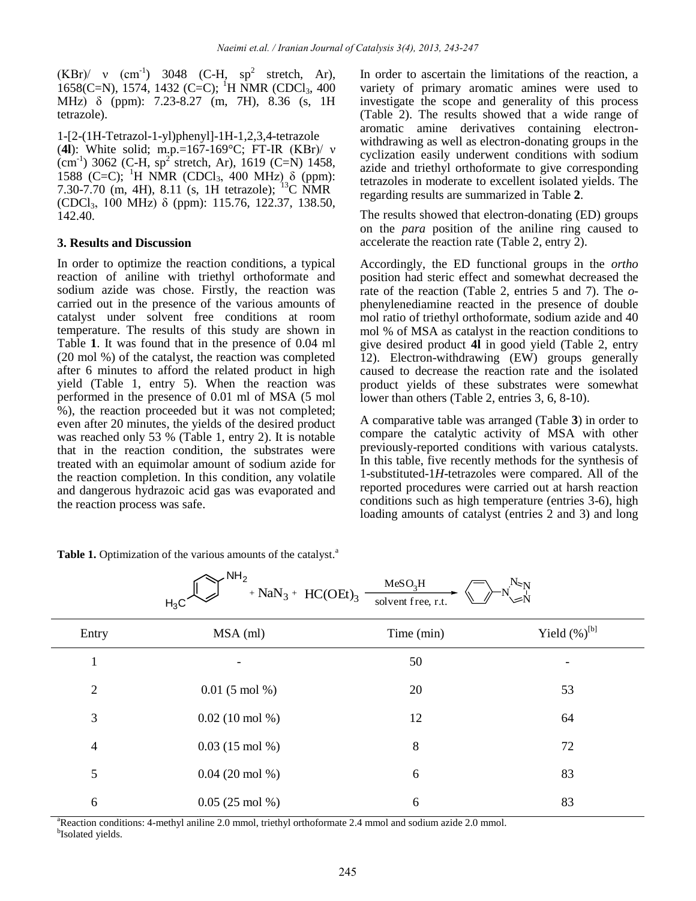(KBr)/ ν ($cm^{-1}$) 3048 (C-H, $sp^2$ stretch, Ar), 1658(C=N), 1574, 1432 (C=C); $^1$H NMR ($CDCl_3$, 400 MHz) δ (ppm): 7.23-8.27 (m, 7H), 8.36 (s, 1H tetrazole).

1-[2-(1H-Tetrazol-1-yl)phenyl]-1H-1,2,3,4-tetrazole (**4l**): White solid; m.p.=167-169°C; FT-IR (KBr)/ ν ($cm^{-1}$) 3062 (C-H, $sp^2$ stretch, Ar), 1619 (C=N) 1458, 1588 (C=C); $^1$H NMR ($CDCl_3$, 400 MHz) δ (ppm): 7.30-7.70 (m, 4H), 8.11 (s, 1H tetrazole); $^{13}$C NMR ($CDCl_3$, 100 MHz) δ (ppm): 115.76, 122.37, 138.50, 142.40.

### 3. Results and Discussion

In order to optimize the reaction conditions, a typical reaction of aniline with triethyl orthoformate and sodium azide was chose. Firstly, the reaction was carried out in the presence of the various amounts of catalyst under solvent free conditions at room temperature. The results of this study are shown in Table **1**. It was found that in the presence of 0.04 ml (20 mol %) of the catalyst, the reaction was completed after 6 minutes to afford the related product in high yield (Table 1, entry 5). When the reaction was performed in the presence of 0.01 ml of MSA (5 mol %), the reaction proceeded but it was not completed; even after 20 minutes, the yields of the desired product was reached only 53 % (Table 1, entry 2). It is notable that in the reaction condition, the substrates were treated with an equimolar amount of sodium azide for the reaction completion. In this condition, any volatile and dangerous hydrazoic acid gas was evaporated and the reaction process was safe.

In order to ascertain the limitations of the reaction, a variety of primary aromatic amines were used to investigate the scope and generality of this process (Table 2). The results showed that a wide range of aromatic amine derivatives containing electron-withdrawing as well as electron-donating groups in the cyclization easily underwent conditions with sodium azide and triethyl orthoformate to give corresponding tetrazoles in moderate to excellent isolated yields. The regarding results are summarized in Table **2**.

The results showed that electron-donating (ED) groups on the *para* position of the aniline ring caused to accelerate the reaction rate (Table 2, entry 2).

Accordingly, the ED functional groups in the *ortho* position had steric effect and somewhat decreased the rate of the reaction (Table 2, entries 5 and 7). The *o*-phenylenediamine reacted in the presence of double mol ratio of triethyl orthoformate, sodium azide and 40 mol % of MSA as catalyst in the reaction conditions to give desired product **4l** in good yield (Table 2, entry 12). Electron-withdrawing (EW) groups generally caused to decrease the reaction rate and the isolated product yields of these substrates were somewhat lower than others (Table 2, entries 3, 6, 8-10).

A comparative table was arranged (Table **3**) in order to compare the catalytic activity of MSA with other previously-reported conditions with various catalysts. In this table, five recently methods for the synthesis of 1-substituted-1*H*-tetrazoles were compared. All of the reported procedures were carried out at harsh reaction conditions such as high temperature (entries 3-6), high loading amounts of catalyst (entries 2 and 3) and long

**Table 1.** Optimization of the various amounts of the catalyst.[a]

$$\text{4-}H_3C\text{-}C_6H_4NH_2 + NaN_3 + HC(OEt)_3 \xrightarrow[\text{solvent free, r.t.}]{MeSO_3H} \text{1-aryl-1}H\text{-tetrazole}$$

| Entry | MSA (ml) | Time (min) | Yield (%)[b] |
|---|---|---|---|
| 1 | - | 50 | - |
| 2 | 0.01 (5 mol %) | 20 | 53 |
| 3 | 0.02 (10 mol %) | 12 | 64 |
| 4 | 0.03 (15 mol %) | 8 | 72 |
| 5 | 0.04 (20 mol %) | 6 | 83 |
| 6 | 0.05 (25 mol %) | 6 | 83 |

[a]Reaction conditions: 4-methyl aniline 2.0 mmol, triethyl orthoformate 2.4 mmol and sodium azide 2.0 mmol.
[b]Isolated yields.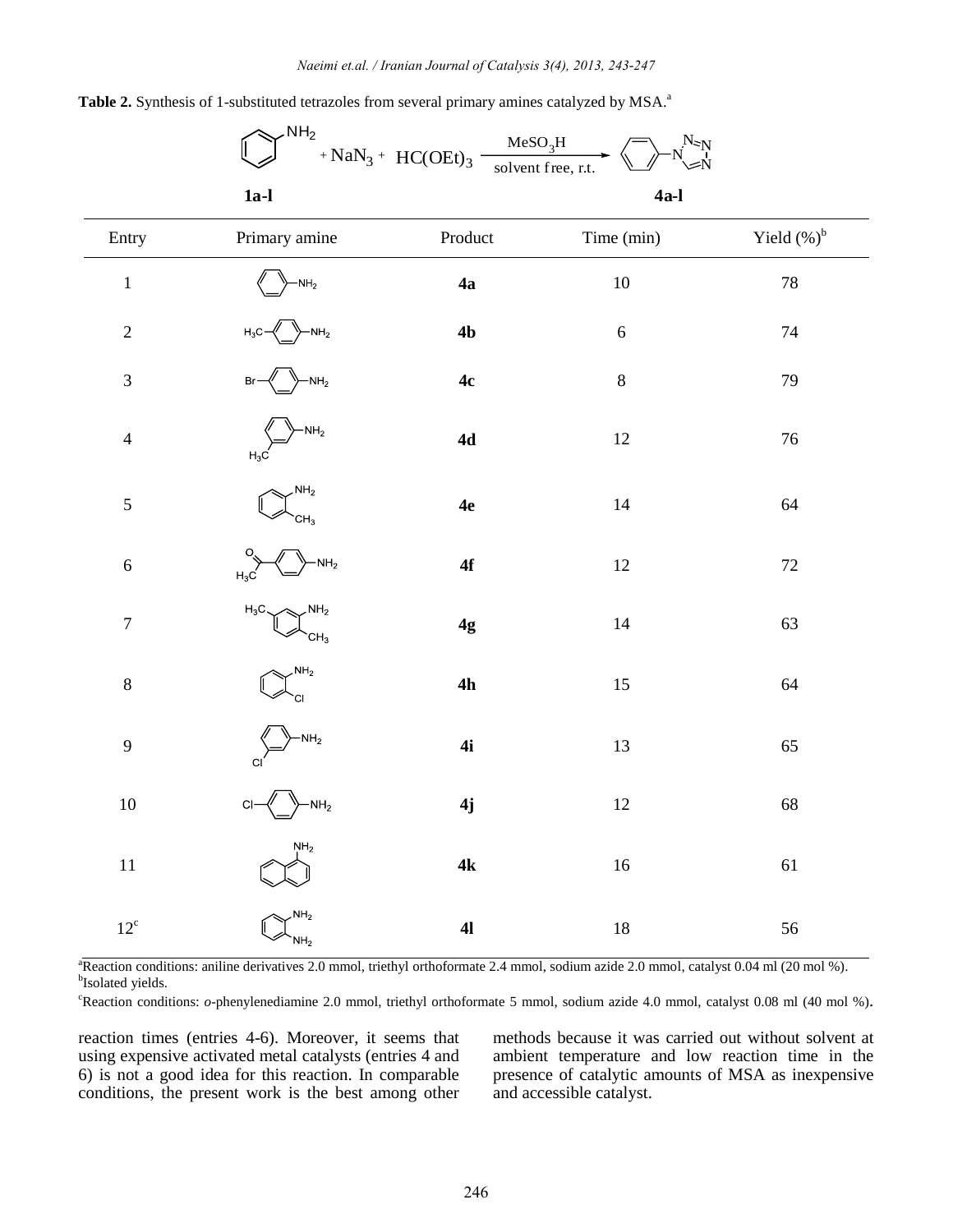**Table 2.** Synthesis of 1-substituted tetrazoles from several primary amines catalyzed by MSA.[a]

$$\text{PhNH}_2\ (\mathbf{1a\text{-}l}) + NaN_3 + HC(OEt)_3 \xrightarrow[\text{solvent free, r.t.}]{MeSO_3H} \text{1-phenyl-1}H\text{-tetrazole}\ (\mathbf{4a\text{-}l})$$

| Entry | Primary amine | Product | Time (min) | Yield (%)[b] |
|---|---|---|---|---|
| 1 | $C_6H_5NH_2$ | **4a** | 10 | 78 |
| 2 | $4\text{-}H_3C\text{-}C_6H_4NH_2$ | **4b** | 6 | 74 |
| 3 | $4\text{-}Br\text{-}C_6H_4NH_2$ | **4c** | 8 | 79 |
| 4 | $3\text{-}H_3C\text{-}C_6H_4NH_2$ | **4d** | 12 | 76 |
| 5 | $2\text{-}CH_3\text{-}C_6H_4NH_2$ | **4e** | 14 | 64 |
| 6 | $4\text{-}CH_3CO\text{-}C_6H_4NH_2$ | **4f** | 12 | 72 |
| 7 | $2,5\text{-}(CH_3)_2\text{-}C_6H_3NH_2$ | **4g** | 14 | 63 |
| 8 | $2\text{-}Cl\text{-}C_6H_4NH_2$ | **4h** | 15 | 64 |
| 9 | $3\text{-}Cl\text{-}C_6H_4NH_2$ | **4i** | 13 | 65 |
| 10 | $4\text{-}Cl\text{-}C_6H_4NH_2$ | **4j** | 12 | 68 |
| 11 | 1-Naphthylamine | **4k** | 16 | 61 |
| 12[c] | $1,2\text{-}C_6H_4(NH_2)_2$ | **4l** | 18 | 56 |

[a]Reaction conditions: aniline derivatives 2.0 mmol, triethyl orthoformate 2.4 mmol, sodium azide 2.0 mmol, catalyst 0.04 ml (20 mol %).
[b]Isolated yields.
[c]Reaction conditions: *o*-phenylenediamine 2.0 mmol, triethyl orthoformate 5 mmol, sodium azide 4.0 mmol, catalyst 0.08 ml (40 mol %).

reaction times (entries 4-6). Moreover, it seems that using expensive activated metal catalysts (entries 4 and 6) is not a good idea for this reaction. In comparable conditions, the present work is the best among other methods because it was carried out without solvent at ambient temperature and low reaction time in the presence of catalytic amounts of MSA as inexpensive and accessible catalyst.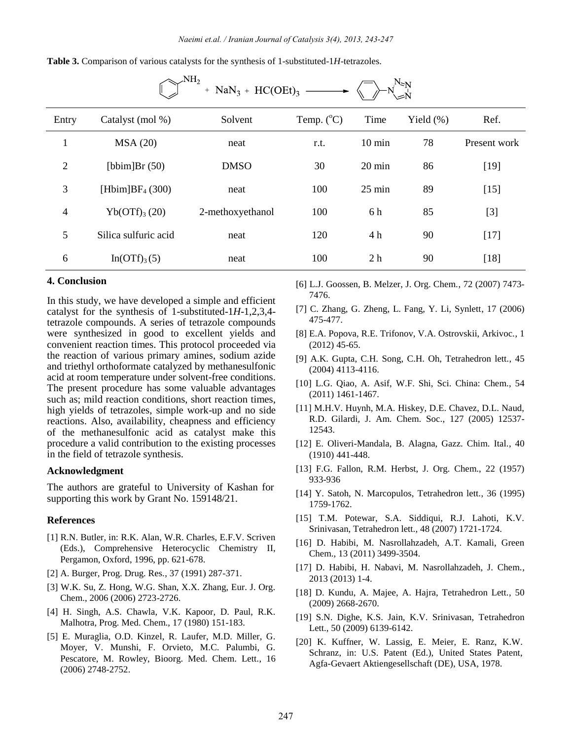**Table 3.** Comparison of various catalysts for the synthesis of 1-substituted-1*H*-tetrazoles.

$$\text{PhNH}_2 + NaN_3 + HC(OEt)_3 \longrightarrow \text{1-phenyl-1}H\text{-tetrazole}$$

| Entry | Catalyst (mol %) | Solvent | Temp. (°C) | Time | Yield (%) | Ref. |
|---|---|---|---|---|---|---|
| 1 | MSA (20) | neat | r.t. | 10 min | 78 | Present work |
| 2 | [bbim]Br (50) | DMSO | 30 | 20 min | 86 | [19] |
| 3 | [Hbim]$BF_4$ (300) | neat | 100 | 25 min | 89 | [15] |
| 4 | $Yb(OTf)_3$ (20) | 2-methoxyethanol | 100 | 6 h | 85 | [3] |
| 5 | Silica sulfuric acid | neat | 120 | 4 h | 90 | [17] |
| 6 | $In(OTf)_3$ (5) | neat | 100 | 2 h | 90 | [18] |

## 4. Conclusion

In this study, we have developed a simple and efficient catalyst for the synthesis of 1-substituted-1*H*-1,2,3,4-tetrazole compounds. A series of tetrazole compounds were synthesized in good to excellent yields and convenient reaction times. This protocol proceeded via the reaction of various primary amines, sodium azide and triethyl orthoformate catalyzed by methanesulfonic acid at room temperature under solvent-free conditions. The present procedure has some valuable advantages such as; mild reaction conditions, short reaction times, high yields of tetrazoles, simple work-up and no side reactions. Also, availability, cheapness and efficiency of the methanesulfonic acid as catalyst make this procedure a valid contribution to the existing processes in the field of tetrazole synthesis.

### Acknowledgment

The authors are grateful to University of Kashan for supporting this work by Grant No. 159148/21.

### References

[1] R.N. Butler, in: R.K. Alan, W.R. Charles, E.F.V. Scriven (Eds.), Comprehensive Heterocyclic Chemistry II, Pergamon, Oxford, 1996, pp. 621-678.

[2] A. Burger, Prog. Drug. Res., 37 (1991) 287-371.

[3] W.K. Su, Z. Hong, W.G. Shan, X.X. Zhang, Eur. J. Org. Chem., 2006 (2006) 2723-2726.

[4] H. Singh, A.S. Chawla, V.K. Kapoor, D. Paul, R.K. Malhotra, Prog. Med. Chem., 17 (1980) 151-183.

[5] E. Muraglia, O.D. Kinzel, R. Laufer, M.D. Miller, G. Moyer, V. Munshi, F. Orvieto, M.C. Palumbi, G. Pescatore, M. Rowley, Bioorg. Med. Chem. Lett., 16 (2006) 2748-2752.

[6] L.J. Goossen, B. Melzer, J. Org. Chem., 72 (2007) 7473-7476.

[7] C. Zhang, G. Zheng, L. Fang, Y. Li, Synlett, 17 (2006) 475-477.

[8] E.A. Popova, R.E. Trifonov, V.A. Ostrovskii, Arkivoc., 1 (2012) 45-65.

[9] A.K. Gupta, C.H. Song, C.H. Oh, Tetrahedron lett., 45 (2004) 4113-4116.

[10] L.G. Qiao, A. Asif, W.F. Shi, Sci. China: Chem., 54 (2011) 1461-1467.

[11] M.H.V. Huynh, M.A. Hiskey, D.E. Chavez, D.L. Naud, R.D. Gilardi, J. Am. Chem. Soc., 127 (2005) 12537-12543.

[12] E. Oliveri-Mandala, B. Alagna, Gazz. Chim. Ital., 40 (1910) 441-448.

[13] F.G. Fallon, R.M. Herbst, J. Org. Chem., 22 (1957) 933-936

[14] Y. Satoh, N. Marcopulos, Tetrahedron lett., 36 (1995) 1759-1762.

[15] T.M. Potewar, S.A. Siddiqui, R.J. Lahoti, K.V. Srinivasan, Tetrahedron lett., 48 (2007) 1721-1724.

[16] D. Habibi, M. Nasrollahzadeh, A.T. Kamali, Green Chem., 13 (2011) 3499-3504.

[17] D. Habibi, H. Nabavi, M. Nasrollahzadeh, J. Chem., 2013 (2013) 1-4.

[18] D. Kundu, A. Majee, A. Hajra, Tetrahedron Lett., 50 (2009) 2668-2670.

[19] S.N. Dighe, K.S. Jain, K.V. Srinivasan, Tetrahedron Lett., 50 (2009) 6139-6142.

[20] K. Kuffner, W. Lassig, E. Meier, E. Ranz, K.W. Schranz, in: U.S. Patent (Ed.), United States Patent, Agfa-Gevaert Aktiengesellschaft (DE), USA, 1978.